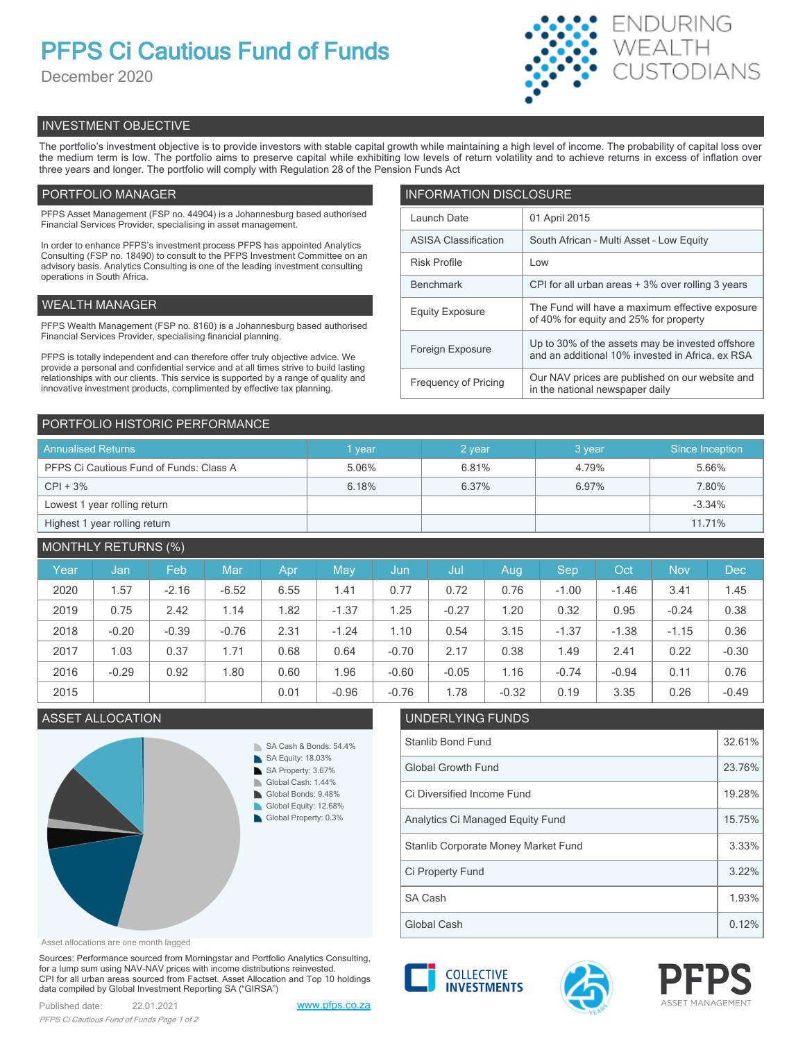# PFPS Ci Cautious Fund of Funds

December 2020

ENDURING WEALTH CUSTODIANS

## INVESTMENT OBJECTIVE

The portfolio's investment objective is to provide investors with stable capital growth while maintaining a high level of income. The probability of capital loss over the medium term is low. The portfolio aims to preserve capital while exhibiting low levels of return volatility and to achieve returns in excess of inflation over three years and longer. The portfolio will comply with Regulation 28 of the Pension Funds Act

## PORTFOLIO MANAGER

PFPS Asset Management (FSP no. 44904) is a Johannesburg based authorised Financial Services Provider, specialising in asset management.

In order to enhance PFPS's investment process PFPS has appointed Analytics Consulting (FSP no. 18490) to consult to the PFPS Investment Committee on an advisory basis. Analytics Consulting is one of the leading investment consulting operations in South Africa.

## WEALTH MANAGER

PFPS Wealth Management (FSP no. 8160) is a Johannesburg based authorised Financial Services Provider, specialising financial planning.

PFPS is totally independent and can therefore offer truly objective advice. We provide a personal and confidential service and at all times strive to build lasting relationships with our clients. This service is supported by a range of quality and innovative investment products, complimented by effective tax planning.

## INFORMATION DISCLOSURE

| | |
|---|---|
| Launch Date | 01 April 2015 |
| ASISA Classification | South African - Multi Asset - Low Equity |
| Risk Profile | Low |
| Benchmark | CPI for all urban areas + 3% over rolling 3 years |
| Equity Exposure | The Fund will have a maximum effective exposure of 40% for equity and 25% for property |
| Foreign Exposure | Up to 30% of the assets may be invested offshore and an additional 10% invested in Africa, ex RSA |
| Frequency of Pricing | Our NAV prices are published on our website and in the national newspaper daily |

## PORTFOLIO HISTORIC PERFORMANCE

| Annualised Returns | 1 year | 2 year | 3 year | Since Inception |
|---|---|---|---|---|
| PFPS Ci Cautious Fund of Funds: Class A | 5.06% | 6.81% | 4.79% | 5.66% |
| CPI + 3% | 6.18% | 6.37% | 6.97% | 7.80% |
| Lowest 1 year rolling return | | | | -3.34% |
| Highest 1 year rolling return | | | | 11.71% |

## MONTHLY RETURNS (%)

| Year | Jan | Feb | Mar | Apr | May | Jun | Jul | Aug | Sep | Oct | Nov | Dec |
|---|---|---|---|---|---|---|---|---|---|---|---|---|
| 2020 | 1.57 | -2.16 | -6.52 | 6.55 | 1.41 | 0.77 | 0.72 | 0.76 | -1.00 | -1.46 | 3.41 | 1.45 |
| 2019 | 0.75 | 2.42 | 1.14 | 1.82 | -1.37 | 1.25 | -0.27 | 1.20 | 0.32 | 0.95 | -0.24 | 0.38 |
| 2018 | -0.20 | -0.39 | -0.76 | 2.31 | -1.24 | 1.10 | 0.54 | 3.15 | -1.37 | -1.38 | -1.15 | 0.36 |
| 2017 | 1.03 | 0.37 | 1.71 | 0.68 | 0.64 | -0.70 | 2.17 | 0.38 | 1.49 | 2.41 | 0.22 | -0.30 |
| 2016 | -0.29 | 0.92 | 1.80 | 0.60 | 1.96 | -0.60 | -0.05 | 1.16 | -0.74 | -0.94 | 0.11 | 0.76 |
| 2015 | | | | 0.01 | -0.96 | -0.76 | 1.78 | -0.32 | 0.19 | 3.35 | 0.26 | -0.49 |

## ASSET ALLOCATION

- SA Cash & Bonds: 54.4%
- SA Equity: 18.03%
- SA Property: 3.67%
- Global Cash: 1.44%
- Global Bonds: 9.48%
- Global Equity: 12.68%
- Global Property: 0.3%

Asset allocations are one month lagged

## UNDERLYING FUNDS

| | |
|---|---|
| Stanlib Bond Fund | 32.61% |
| Global Growth Fund | 23.76% |
| Ci Diversified Income Fund | 19.28% |
| Analytics Ci Managed Equity Fund | 15.75% |
| Stanlib Corporate Money Market Fund | 3.33% |
| Ci Property Fund | 3.22% |
| SA Cash | 1.93% |
| Global Cash | 0.12% |

Sources: Performance sourced from Morningstar and Portfolio Analytics Consulting, for a lump sum using NAV-NAV prices with income distributions reinvested. CPI for all urban areas sourced from Factset. Asset Allocation and Top 10 holdings data compiled by Global Investment Reporting SA ("GIRSA")

Published date: 22.01.2021

www.pfps.co.za

COLLECTIVE INVESTMENTS

PFPS ASSET MANAGEMENT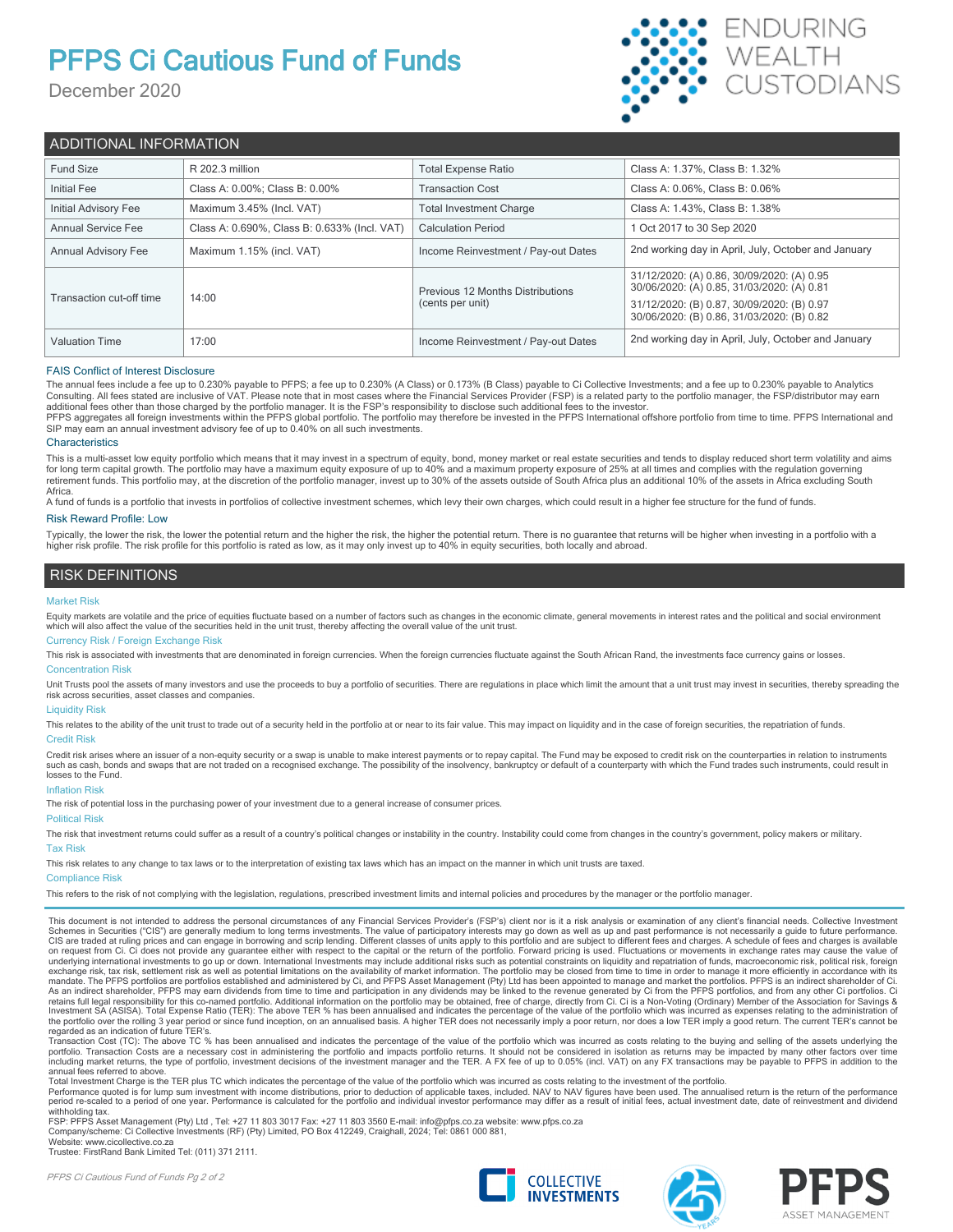# PFPS Ci Cautious Fund of Funds

December 2020

## ADDITIONAL INFORMATION

| | | | |
|---|---|---|---|
| Fund Size | R 202.3 million | Total Expense Ratio | Class A: 1.37%, Class B: 1.32% |
| Initial Fee | Class A: 0.00%; Class B: 0.00% | Transaction Cost | Class A: 0.06%, Class B: 0.06% |
| Initial Advisory Fee | Maximum 3.45% (Incl. VAT) | Total Investment Charge | Class A: 1.43%, Class B: 1.38% |
| Annual Service Fee | Class A: 0.690%, Class B: 0.633% (Incl. VAT) | Calculation Period | 1 Oct 2017 to 30 Sep 2020 |
| Annual Advisory Fee | Maximum 1.15% (incl. VAT) | Income Reinvestment / Pay-out Dates | 2nd working day in April, July, October and January |
| Transaction cut-off time | 14:00 | Previous 12 Months Distributions (cents per unit) | 31/12/2020: (A) 0.86, 30/09/2020: (A) 0.95 30/06/2020: (A) 0.85, 31/03/2020: (A) 0.81 31/12/2020: (B) 0.87, 30/09/2020: (B) 0.97 30/06/2020: (B) 0.86, 31/03/2020: (B) 0.82 |
| Valuation Time | 17:00 | Income Reinvestment / Pay-out Dates | 2nd working day in April, July, October and January |

### FAIS Conflict of Interest Disclosure

The annual fees include a fee up to 0.230% payable to PFPS; a fee up to 0.230% (A Class) or 0.173% (B Class) payable to Ci Collective Investments; and a fee up to 0.230% payable to Analytics Consulting. All fees stated are inclusive of VAT. Please note that in most cases where the Financial Services Provider (FSP) is a related party to the portfolio manager, the FSP/distributor may earn additional fees other than those charged by the portfolio manager. It is the FSP's responsibility to disclose such additional fees to the investor.
PFPS aggregates all foreign investments within the PFPS global portfolio. The portfolio may therefore be invested in the PFPS International offshore portfolio from time to time. PFPS International and SIP may earn an annual investment advisory fee of up to 0.40% on all such investments.

### Characteristics

This is a multi-asset low equity portfolio which means that it may invest in a spectrum of equity, bond, money market or real estate securities and tends to display reduced short term volatility and aims for long term capital growth. The portfolio may have a maximum equity exposure of up to 40% and a maximum property exposure of 25% at all times and complies with the regulation governing retirement funds. This portfolio may, at the discretion of the portfolio manager, invest up to 30% of the assets outside of South Africa plus an additional 10% of the assets in Africa excluding South Africa.
A fund of funds is a portfolio that invests in portfolios of collective investment schemes, which levy their own charges, which could result in a higher fee structure for the fund of funds.

### Risk Reward Profile: Low

Typically, the lower the risk, the lower the potential return and the higher the risk, the higher the potential return. There is no guarantee that returns will be higher when investing in a portfolio with a higher risk profile. The risk profile for this portfolio is rated as low, as it may only invest up to 40% in equity securities, both locally and abroad.

## RISK DEFINITIONS

### Market Risk

Equity markets are volatile and the price of equities fluctuate based on a number of factors such as changes in the economic climate, general movements in interest rates and the political and social environment which will also affect the value of the securities held in the unit trust, thereby affecting the overall value of the unit trust.

### Currency Risk / Foreign Exchange Risk

This risk is associated with investments that are denominated in foreign currencies. When the foreign currencies fluctuate against the South African Rand, the investments face currency gains or losses.

### Concentration Risk

Unit Trusts pool the assets of many investors and use the proceeds to buy a portfolio of securities. There are regulations in place which limit the amount that a unit trust may invest in securities, thereby spreading the risk across securities, asset classes and companies.

### Liquidity Risk

This relates to the ability of the unit trust to trade out of a security held in the portfolio at or near to its fair value. This may impact on liquidity and in the case of foreign securities, the repatriation of funds.

### Credit Risk

Credit risk arises where an issuer of a non-equity security or a swap is unable to make interest payments or to repay capital. The Fund may be exposed to credit risk on the counterparties in relation to instruments such as cash, bonds and swaps that are not traded on a recognised exchange. The possibility of the insolvency, bankruptcy or default of a counterparty with which the Fund trades such instruments, could result in losses to the Fund.

### Inflation Risk

The risk of potential loss in the purchasing power of your investment due to a general increase of consumer prices.

### Political Risk

The risk that investment returns could suffer as a result of a country's political changes or instability in the country. Instability could come from changes in the country's government, policy makers or military.

### Tax Risk

This risk relates to any change to tax laws or to the interpretation of existing tax laws which has an impact on the manner in which unit trusts are taxed.

### Compliance Risk

This refers to the risk of not complying with the legislation, regulations, prescribed investment limits and internal policies and procedures by the manager or the portfolio manager.

This document is not intended to address the personal circumstances of any Financial Services Provider's (FSP's) client nor is it a risk analysis or examination of any client's financial needs. Collective Investment Schemes in Securities ("CIS") are generally medium to long terms investments. The value of participatory interests may go down as well as up and past performance is not necessarily a guide to future performance. CIS are traded at ruling prices and can engage in borrowing and scrip lending. Different classes of units apply to this portfolio and are subject to different fees and charges. A schedule of fees and charges is available on request from Ci. Ci does not provide any guarantee either with respect to the capital or the return of the portfolio. Forward pricing is used. Fluctuations or movements in exchange rates may cause the value of underlying international investments to go up or down. International Investments may include additional risks such as potential constraints on liquidity and repatriation of funds, macroeconomic risk, political risk, foreign exchange risk, tax risk, settlement risk as well as potential limitations on the availability of market information. The portfolio may be closed from time to time in order to manage it more efficiently in accordance with its mandate. The PFPS portfolios are portfolios established and administered by Ci, and PFPS Asset Management (Pty) Ltd has been appointed to manage and market the portfolios. PFPS is an indirect shareholder of Ci. As an indirect shareholder, PFPS may earn dividends from time to time and participation in any dividends may be linked to the revenue generated by Ci from the PFPS portfolios, and from any other Ci portfolios. Ci retains full legal responsibility for this co-named portfolio. Additional information on the portfolio may be obtained, free of charge, directly from Ci. Ci is a Non-Voting (Ordinary) Member of the Association for Savings & Investment SA (ASISA). Total Expense Ratio (TER): The above TER % has been annualised and indicates the percentage of the value of the portfolio which was incurred as expenses relating to the administration of the portfolio over the rolling 3 year period or since fund inception, on an annualised basis. A higher TER does not necessarily imply a poor return, nor does a low TER imply a good return. The current TER's cannot be regarded as an indication of future TER's.
Transaction Cost (TC): The above TC % has been annualised and indicates the percentage of the value of the portfolio which was incurred as costs relating to the buying and selling of the assets underlying the portfolio. Transaction Costs are a necessary cost in administering the portfolio and impacts portfolio returns. It should not be considered in isolation as returns may be impacted by many other factors over time including market returns, the type of portfolio, investment decisions of the investment manager and the TER. A FX fee of up to 0.05% (incl. VAT) on any FX transactions may be payable to PFPS in addition to the annual fees referred to above.
Total Investment Charge is the TER plus TC which indicates the percentage of the value of the portfolio which was incurred as costs relating to the investment of the portfolio.
Performance quoted is for lump sum investment with income distributions, prior to deduction of applicable taxes, included. NAV to NAV figures have been used. The annualised return is the return of the performance period re-scaled to a period of one year. Performance is calculated for the portfolio and individual investor performance may differ as a result of initial fees, actual investment date, date of reinvestment and dividend withholding tax.
FSP: PFPS Asset Management (Pty) Ltd , Tel: +27 11 803 3017 Fax: +27 11 803 3560 E-mail: info@pfps.co.za website: www.pfps.co.za
Company/scheme: Ci Collective Investments (RF) (Pty) Limited, PO Box 412249, Craighall, 2024; Tel: 0861 000 881,
Website: www.cicollective.co.za
Trustee: FirstRand Bank Limited Tel: (011) 371 2111.